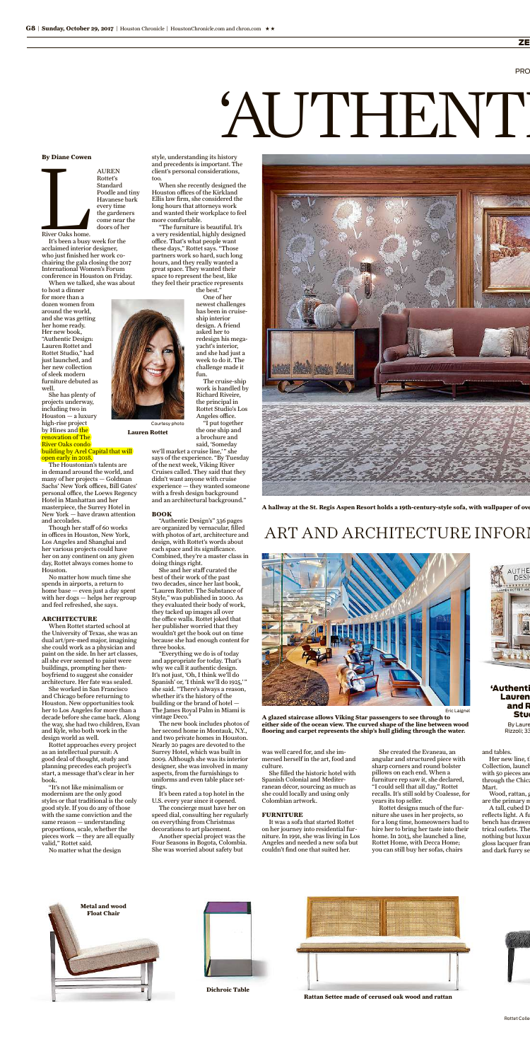# 'AUTHENT

## ART AND ARCHITECTURE INFORM

**By Diane Cowen**

LAUREN Rottet's Standard Poodle and tiny Havanese bark every time the gardeners come near the doors of her River Oaks home.

It's been a busy week for the acclaimed interior designer, who just finished her work co-chairing the gala closing the 2017 International Women's Forum conference in Houston on Friday.

When we talked, she was about to host a dinner for more than a dozen women from around the world, and she was getting her home ready. Her new book, "Authentic Design: Lauren Rottet and Rottet Studio," had just launched, and her new collection of sleek modern furniture debuted as well.

She has plenty of projects underway, including two in Houston — a luxury high-rise project by Hines and the renovation of The River Oaks condo building by Arel Capital that will open early in 2018.

Courtesy photo

**Lauren Rottet**

The Houstonian's talents are in demand around the world, and many of her projects — Goldman Sachs' New York offices, Bill Gates' personal office, the Loews Regency Hotel in Manhattan and her masterpiece, the Surrey Hotel in New York — have drawn attention and accolades.

Though her staff of 60 works in offices in Houston, New York, Los Angeles and Shanghai and her various projects could have her on any continent on any given day, Rottet always comes home to Houston.

No matter how much time she spends in airports, a return to home base — even just a day spent with her dogs — helps her regroup and feel refreshed, she says.

### ARCHITECTURE

When Rottet started school at the University of Texas, she was an dual art/pre-med major, imagining she could work as a physician and paint on the side. In her art classes, all she ever seemed to paint were buildings, prompting her then-boyfriend to suggest she consider architecture. Her fate was sealed.

She worked in San Francisco and Chicago before returning to Houston. New opportunities took her to Los Angeles for more than a decade before she came back. Along the way, she had two children, Evan and Kyle, who both work in the design world as well.

Rottet approaches every project as an intellectual pursuit: A good deal of thought, study and planning precedes each project's start, a message that's clear in her book.

"It's not like minimalism or modernism are the only good styles or that traditional is the only good style. If you do any of those with the same conviction and the same reason — understanding proportions, scale, whether the pieces work — they are all equally valid," Rottet said.

No matter what the design style, understanding its history and precedents is important. The client's personal considerations, too.

When she recently designed the Houston offices of the Kirkland Ellis law firm, she considered the long hours that attorneys work and wanted their workplace to feel more comfortable.

"The furniture is beautiful. It's a very residential, highly designed office. That's what people want these days," Rottet says. "Those partners work so hard, such long hours, and they really wanted a great space. They wanted their space to represent the best, like they feel their practice represents the best."

One of her newest challenges has been in cruise-ship interior design. A friend asked her to redesign his mega-yacht's interior, and she had just a week to do it. The challenge made it fun.

The cruise-ship work is handled by Richard Riveire, the principal in Rottet Studio's Los Angeles office.

"I put together the one ship and a brochure and said, 'Someday we'll market a cruise line,'" she says of the experience. "By Tuesday of the next week, Viking River Cruises called. They said that they didn't want anyone with cruise experience — they wanted someone with a fresh design background and an architectural background."

### BOOK

"Authentic Design's" 336 pages are organized by vernacular, filled with photos of art, architecture and design, with Rottet's words about each space and its significance. Combined, they're a master class in doing things right.

She and her staff curated the best of their work of the past two decades, since her last book, "Lauren Rottet: The Substance of Style," was published in 2000. As they evaluated their body of work, they tacked up images all over the office walls. Rottet joked that her publisher worried that they wouldn't get the book out on time because she had enough content for three books.

"Everything we do is of today and appropriate for today. That's why we call it authentic design. It's not just, 'Oh, I think we'll do Spanish' or, 'I think we'll do 1925,'" she said. "There's always a reason, whether it's the history of the building or the brand of hotel — The James Royal Palm in Miami is vintage Deco."

The new book includes photos of her second home in Montauk, N.Y., and two private homes in Houston. Nearly 20 pages are devoted to the Surrey Hotel, which was built in 2009. Although she was involved in many aspects, from the furnishings to uniforms and even table place settings.

It's been rated a top hotel in the U.S. every year since it opened.

The concierge must have her on speed dial, consulting her regularly on everything from Christmas decorations to art placement.

Another special project was the Four Seasons in Bogota, Colombia. She was worried about safety but was well cared for, and she immersed herself in the art, food and culture.

She filled the historic hotel with Spanish Colonial and Mediterranean décor, sourcing as much as she could locally and using only Colombian artwork.

### FURNITURE

It was a sofa that started Rottet on her journey into residential furniture. In 1991, she was living in Los Angeles and needed a new sofa but couldn't find one that suited her.

She created the Evaneau, an angular and structured piece with sharp corners and round bolster pillows on each end. When a furniture rep saw it, she declared, "I could sell that all day," Rottet recalls. It's still sold by Coalesse, for years its top seller.

Rottet designs much of the furniture she uses in her projects, so for a long time, homeowners had to hire her to bring her taste into their home. In 2013, she launched a line, Rottet Home, with Decca Home; you can still buy her sofas, chairs and tables.

Her new line, t[...] Collection, launch[...] with 50 pieces an[...] through the Chica[...] Mart.

Wood, rattan, [...] are the primary m[...]

A tall, cubed D[...] reflects light. A fu[...] bench has drawer[...] trical outlets. The[...] nothing but luxur[...] gloss lacquer fram[...] and dark furry se[...]

**A hallway at the St. Regis Aspen Resort holds a 19th-century-style sofa, with wallpaper of ove[...]**

Eric Laignel

**A glazed staircase allows Viking Star passengers to see through to either side of the ocean view. The curved shape of the line between wood flooring and carpet represents the ship's hull gliding through the water.**

**'Authenti[...] Lauren [...] and R[...] Stu[...]**

By Laure[...]
Rizzoli; 33[...]

**Metal and wood Float Chair**

**Dichroic Table**

**Rattan Settee made of cerused oak wood and rattan**

Rottet Colle[...]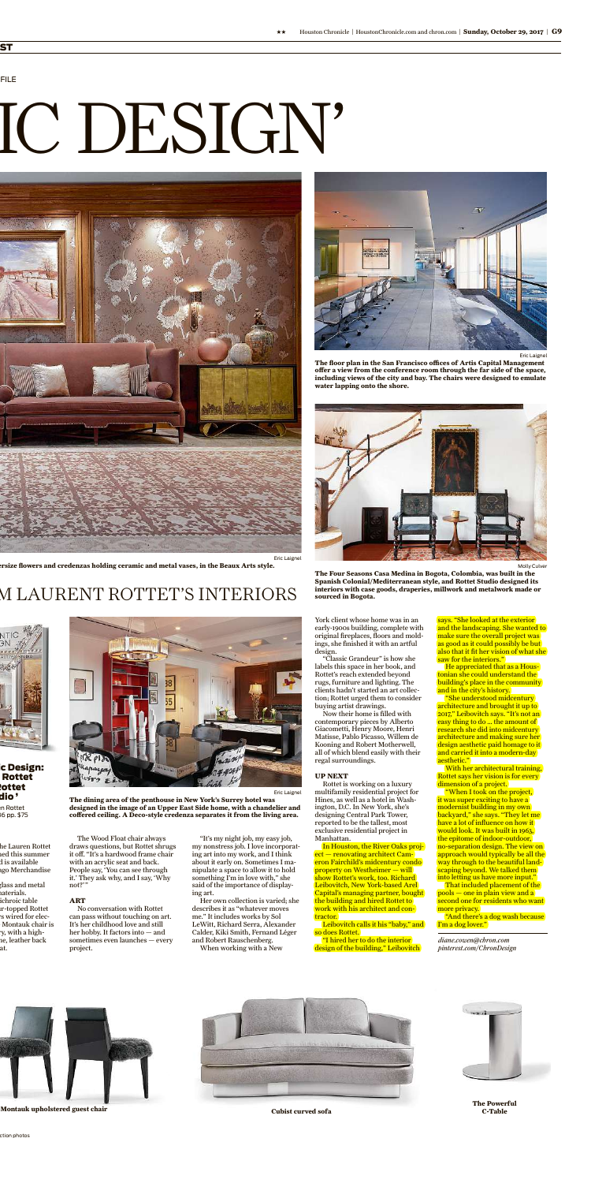# IC DESIGN'

ersize flowers and credenzas holding ceramic and metal vases, in the Beaux Arts style.

The floor plan in the San Francisco offices of Artis Capital Management offer a view from the conference room through the far side of the space, including views of the city and bay. The chairs were designed to emulate water lapping onto the shore.

The Four Seasons Casa Medina in Bogota, Colombia, was built in the Spanish Colonial/Mediterranean style, and Rottet Studio designed its interiors with case goods, draperies, millwork and metalwork made or sourced in Bogota.

## M LAURENT ROTTET'S INTERIORS

**c Design: Rottet Rottet dio'**

n Rottet 6 pp. $75

The dining area of the penthouse in New York's Surrey hotel was designed in the image of an Upper East Side home, with a chandelier and coffered ceiling. A Deco-style credenza separates it from the living area.

he Lauren Rottet ned this summer d is available ago Merchandise

glass and metal naterials. ichroic table r-topped Rottet s wired for elec- Montauk chair is y, with a high- ne, leather back at.

The Wood Float chair always draws questions, but Rottet shrugs it off. "It's a hardwood frame chair with an acrylic seat and back. People say, 'You can see through it.' They ask why, and I say, 'Why not?'"

### ART

No conversation with Rottet can pass without touching on art. It's her childhood love and still her hobby. It factors into — and sometimes even launches — every project.

"It's my night job, my easy job, my nonstress job. I love incorporating art into my work, and I think about it early on. Sometimes I manipulate a space to allow it to hold something I'm in love with," she said of the importance of displaying art.

Her own collection is varied; she describes it as "whatever moves me." It includes works by Sol LeWitt, Richard Serra, Alexander Calder, Kiki Smith, Fernand Léger and Robert Rauschenberg.

When working with a New York client whose home was in an early-1900s building, complete with original fireplaces, floors and moldings, she finished it with an artful design.

"Classic Grandeur" is how she labels this space in her book, and Rottet's reach extended beyond rugs, furniture and lighting. The clients hadn't started an art collection; Rottet urged them to consider buying artist drawings.

Now their home is filled with contemporary pieces by Alberto Giacometti, Henry Moore, Henri Matisse, Pablo Picasso, Willem de Kooning and Robert Motherwell, all of which blend easily with their regal surroundings.

### UP NEXT

Rottet is working on a luxury multifamily residential project for Hines, as well as a hotel in Washington, D.C. In New York, she's designing Central Park Tower, reported to be the tallest, most exclusive residential project in Manhattan.

In Houston, the River Oaks project — renovating architect Cameron Fairchild's midcentury condo property on Westheimer — will show Rottet's work, too. Richard Leibovitch, New York-based Arel Capital's managing partner, bought the building and hired Rottet to work with his architect and contractor.

Leibovitch calls it his "baby," and so does Rottet.

"I hired her to do the interior design of the building," Leibovitch says. "She looked at the exterior and the landscaping. She wanted to make sure the overall project was as good as it could possibly be but also that it fit her vision of what she saw for the interiors."

He appreciated that as a Houstonian she could understand the building's place in the community and in the city's history.

"She understood midcentury architecture and brought it up to 2017," Leibovitch says. "It's not an easy thing to do ... the amount of research she did into midcentury architecture and making sure her design aesthetic paid homage to it and carried it into a modern-day aesthetic."

With her architectural training, Rottet says her vision is for every dimension of a project.

"When I took on the project, it was super exciting to have a modernist building in my own backyard," she says. "They let me have a lot of influence on how it would look. It was built in 1963, the epitome of indoor-outdoor, no-separation design. The view on approach would typically be all the way through to the beautiful landscaping beyond. We talked them into letting us have more input."

That included placement of the pools — one in plain view and a second one for residents who want more privacy.

"And there's a dog wash because I'm a dog lover."

*diane.cowen@chron.com*
*pinterest.com/ChronDesign*

Montauk upholstered guest chair

Cubist curved sofa

The Powerful C-Table